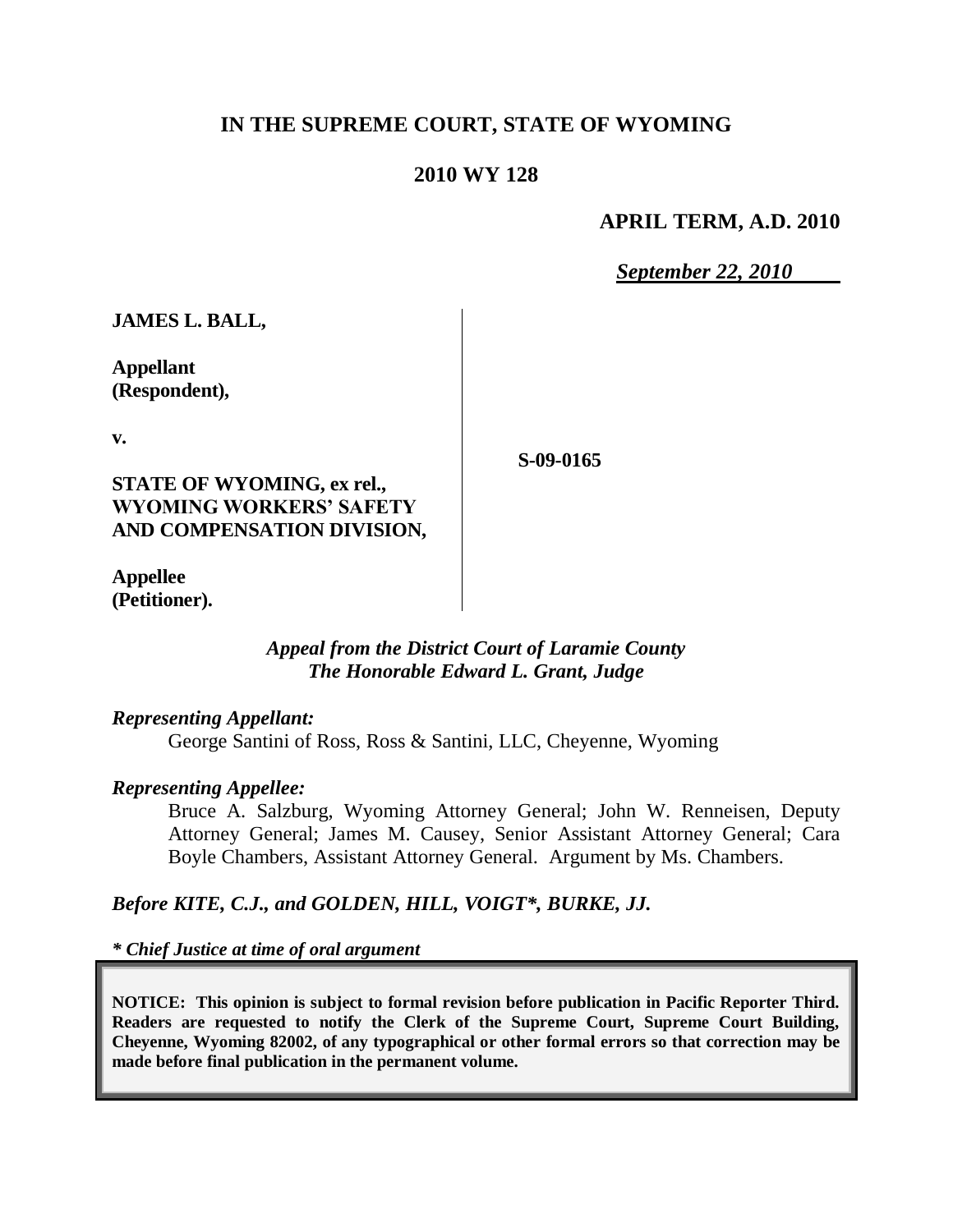# IN THE SUPREME COURT, STATE OF WYOMING

## 2010 WY 128

**APRIL TERM, A.D. 2010**

***September 22, 2010***

**JAMES L. BALL,**

**Appellant (Respondent),**

**v.**

**STATE OF WYOMING, ex rel., WYOMING WORKERS' SAFETY AND COMPENSATION DIVISION,**

**Appellee (Petitioner).**

**S-09-0165**

*Appeal from the District Court of Laramie County*
*The Honorable Edward L. Grant, Judge*

***Representing Appellant:***

George Santini of Ross, Ross & Santini, LLC, Cheyenne, Wyoming

***Representing Appellee:***

Bruce A. Salzburg, Wyoming Attorney General; John W. Renneisen, Deputy Attorney General; James M. Causey, Senior Assistant Attorney General; Cara Boyle Chambers, Assistant Attorney General. Argument by Ms. Chambers.

***Before KITE, C.J., and GOLDEN, HILL, VOIGT\*, BURKE, JJ.***

***\* Chief Justice at time of oral argument***

**NOTICE: This opinion is subject to formal revision before publication in Pacific Reporter Third. Readers are requested to notify the Clerk of the Supreme Court, Supreme Court Building, Cheyenne, Wyoming 82002, of any typographical or other formal errors so that correction may be made before final publication in the permanent volume.**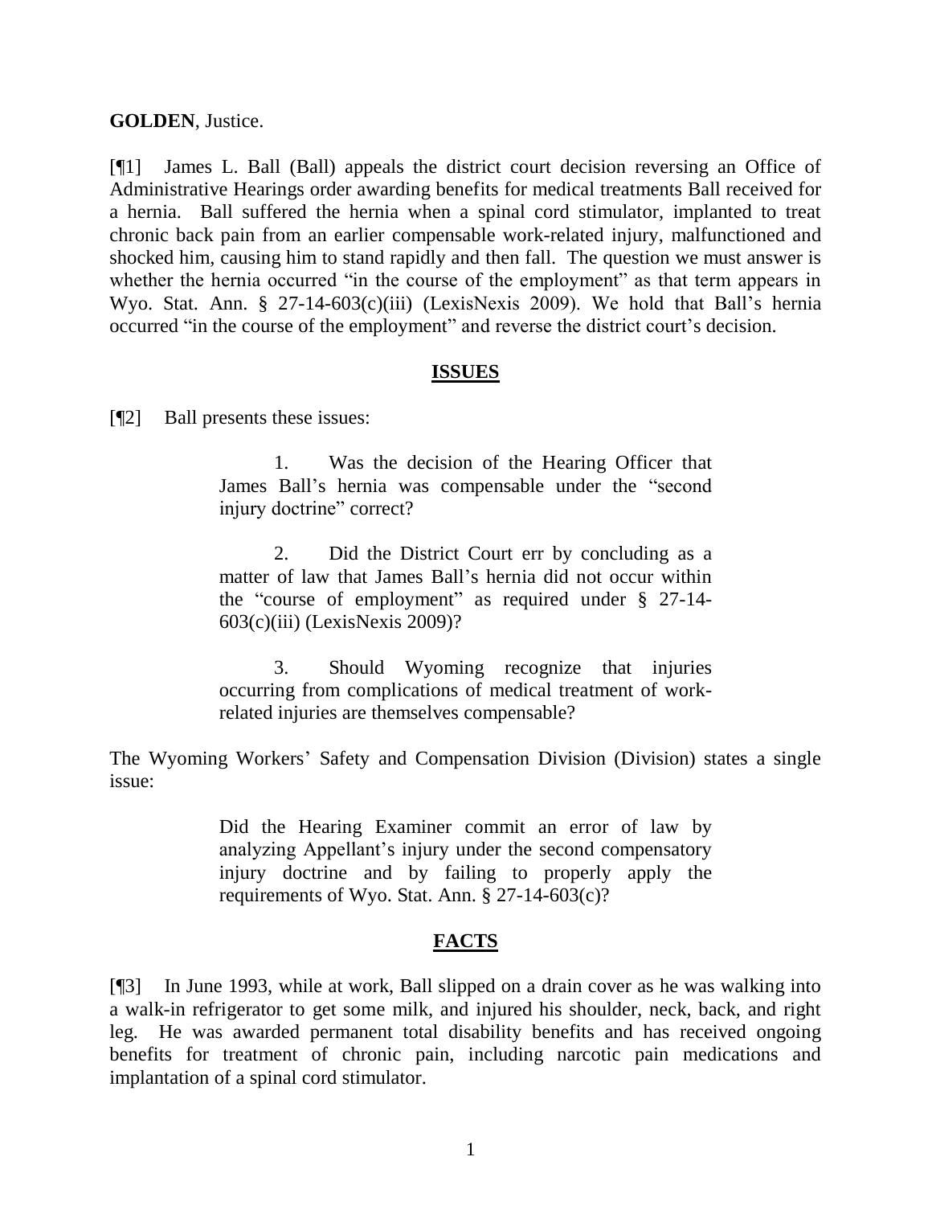**GOLDEN**, Justice.

[¶1] James L. Ball (Ball) appeals the district court decision reversing an Office of Administrative Hearings order awarding benefits for medical treatments Ball received for a hernia. Ball suffered the hernia when a spinal cord stimulator, implanted to treat chronic back pain from an earlier compensable work-related injury, malfunctioned and shocked him, causing him to stand rapidly and then fall. The question we must answer is whether the hernia occurred "in the course of the employment" as that term appears in Wyo. Stat. Ann. § 27-14-603(c)(iii) (LexisNexis 2009). We hold that Ball's hernia occurred "in the course of the employment" and reverse the district court's decision.

## ISSUES

[¶2] Ball presents these issues:

> 1. Was the decision of the Hearing Officer that James Ball's hernia was compensable under the "second injury doctrine" correct?
>
> 2. Did the District Court err by concluding as a matter of law that James Ball's hernia did not occur within the "course of employment" as required under § 27-14-603(c)(iii) (LexisNexis 2009)?
>
> 3. Should Wyoming recognize that injuries occurring from complications of medical treatment of work-related injuries are themselves compensable?

The Wyoming Workers' Safety and Compensation Division (Division) states a single issue:

> Did the Hearing Examiner commit an error of law by analyzing Appellant's injury under the second compensatory injury doctrine and by failing to properly apply the requirements of Wyo. Stat. Ann. § 27-14-603(c)?

## FACTS

[¶3] In June 1993, while at work, Ball slipped on a drain cover as he was walking into a walk-in refrigerator to get some milk, and injured his shoulder, neck, back, and right leg. He was awarded permanent total disability benefits and has received ongoing benefits for treatment of chronic pain, including narcotic pain medications and implantation of a spinal cord stimulator.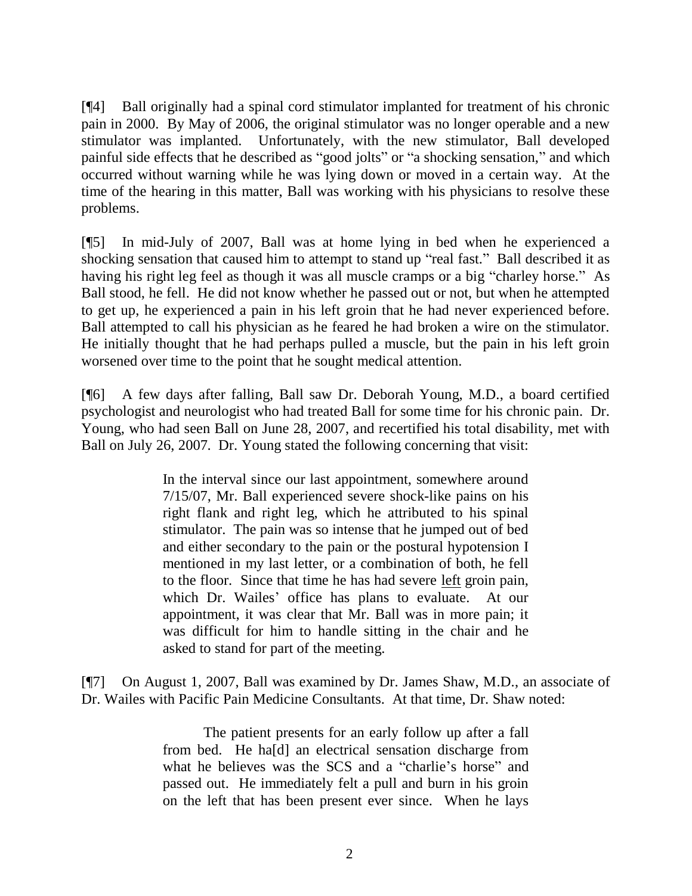[¶4] Ball originally had a spinal cord stimulator implanted for treatment of his chronic pain in 2000. By May of 2006, the original stimulator was no longer operable and a new stimulator was implanted. Unfortunately, with the new stimulator, Ball developed painful side effects that he described as "good jolts" or "a shocking sensation," and which occurred without warning while he was lying down or moved in a certain way. At the time of the hearing in this matter, Ball was working with his physicians to resolve these problems.

[¶5] In mid-July of 2007, Ball was at home lying in bed when he experienced a shocking sensation that caused him to attempt to stand up "real fast." Ball described it as having his right leg feel as though it was all muscle cramps or a big "charley horse." As Ball stood, he fell. He did not know whether he passed out or not, but when he attempted to get up, he experienced a pain in his left groin that he had never experienced before. Ball attempted to call his physician as he feared he had broken a wire on the stimulator. He initially thought that he had perhaps pulled a muscle, but the pain in his left groin worsened over time to the point that he sought medical attention.

[¶6] A few days after falling, Ball saw Dr. Deborah Young, M.D., a board certified psychologist and neurologist who had treated Ball for some time for his chronic pain. Dr. Young, who had seen Ball on June 28, 2007, and recertified his total disability, met with Ball on July 26, 2007. Dr. Young stated the following concerning that visit:

> In the interval since our last appointment, somewhere around 7/15/07, Mr. Ball experienced severe shock-like pains on his right flank and right leg, which he attributed to his spinal stimulator. The pain was so intense that he jumped out of bed and either secondary to the pain or the postural hypotension I mentioned in my last letter, or a combination of both, he fell to the floor. Since that time he has had severe <u>left</u> groin pain, which Dr. Wailes' office has plans to evaluate. At our appointment, it was clear that Mr. Ball was in more pain; it was difficult for him to handle sitting in the chair and he asked to stand for part of the meeting.

[¶7] On August 1, 2007, Ball was examined by Dr. James Shaw, M.D., an associate of Dr. Wailes with Pacific Pain Medicine Consultants. At that time, Dr. Shaw noted:

> The patient presents for an early follow up after a fall from bed. He ha[d] an electrical sensation discharge from what he believes was the SCS and a "charlie's horse" and passed out. He immediately felt a pull and burn in his groin on the left that has been present ever since. When he lays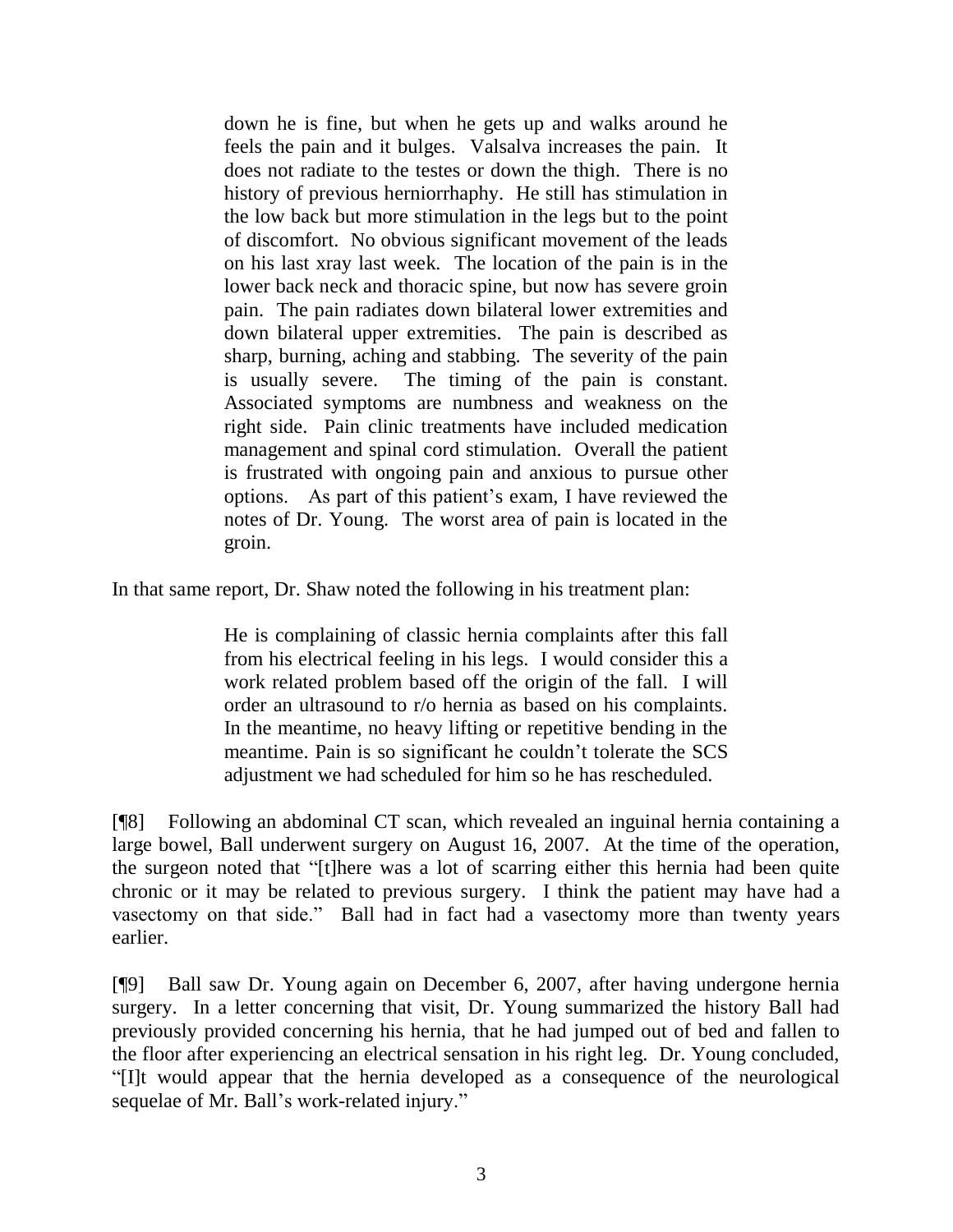> down he is fine, but when he gets up and walks around he feels the pain and it bulges. Valsalva increases the pain. It does not radiate to the testes or down the thigh. There is no history of previous herniorrhaphy. He still has stimulation in the low back but more stimulation in the legs but to the point of discomfort. No obvious significant movement of the leads on his last xray last week. The location of the pain is in the lower back neck and thoracic spine, but now has severe groin pain. The pain radiates down bilateral lower extremities and down bilateral upper extremities. The pain is described as sharp, burning, aching and stabbing. The severity of the pain is usually severe. The timing of the pain is constant. Associated symptoms are numbness and weakness on the right side. Pain clinic treatments have included medication management and spinal cord stimulation. Overall the patient is frustrated with ongoing pain and anxious to pursue other options. As part of this patient's exam, I have reviewed the notes of Dr. Young. The worst area of pain is located in the groin.

In that same report, Dr. Shaw noted the following in his treatment plan:

> He is complaining of classic hernia complaints after this fall from his electrical feeling in his legs. I would consider this a work related problem based off the origin of the fall. I will order an ultrasound to r/o hernia as based on his complaints. In the meantime, no heavy lifting or repetitive bending in the meantime. Pain is so significant he couldn't tolerate the SCS adjustment we had scheduled for him so he has rescheduled.

[¶8] Following an abdominal CT scan, which revealed an inguinal hernia containing a large bowel, Ball underwent surgery on August 16, 2007. At the time of the operation, the surgeon noted that "[t]here was a lot of scarring either this hernia had been quite chronic or it may be related to previous surgery. I think the patient may have had a vasectomy on that side." Ball had in fact had a vasectomy more than twenty years earlier.

[¶9] Ball saw Dr. Young again on December 6, 2007, after having undergone hernia surgery. In a letter concerning that visit, Dr. Young summarized the history Ball had previously provided concerning his hernia, that he had jumped out of bed and fallen to the floor after experiencing an electrical sensation in his right leg. Dr. Young concluded, "[I]t would appear that the hernia developed as a consequence of the neurological sequelae of Mr. Ball's work-related injury."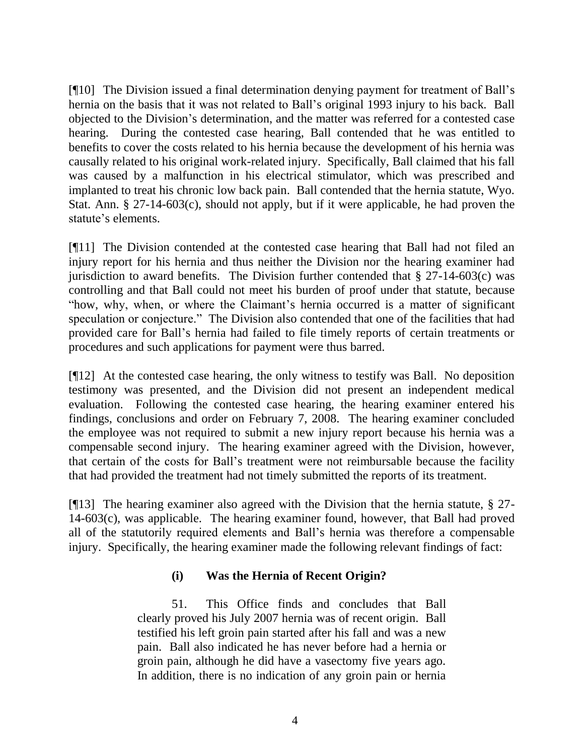[¶10] The Division issued a final determination denying payment for treatment of Ball's hernia on the basis that it was not related to Ball's original 1993 injury to his back. Ball objected to the Division's determination, and the matter was referred for a contested case hearing. During the contested case hearing, Ball contended that he was entitled to benefits to cover the costs related to his hernia because the development of his hernia was causally related to his original work-related injury. Specifically, Ball claimed that his fall was caused by a malfunction in his electrical stimulator, which was prescribed and implanted to treat his chronic low back pain. Ball contended that the hernia statute, Wyo. Stat. Ann. § 27-14-603(c), should not apply, but if it were applicable, he had proven the statute's elements.

[¶11] The Division contended at the contested case hearing that Ball had not filed an injury report for his hernia and thus neither the Division nor the hearing examiner had jurisdiction to award benefits. The Division further contended that § 27-14-603(c) was controlling and that Ball could not meet his burden of proof under that statute, because "how, why, when, or where the Claimant's hernia occurred is a matter of significant speculation or conjecture." The Division also contended that one of the facilities that had provided care for Ball's hernia had failed to file timely reports of certain treatments or procedures and such applications for payment were thus barred.

[¶12] At the contested case hearing, the only witness to testify was Ball. No deposition testimony was presented, and the Division did not present an independent medical evaluation. Following the contested case hearing, the hearing examiner entered his findings, conclusions and order on February 7, 2008. The hearing examiner concluded the employee was not required to submit a new injury report because his hernia was a compensable second injury. The hearing examiner agreed with the Division, however, that certain of the costs for Ball's treatment were not reimbursable because the facility that had provided the treatment had not timely submitted the reports of its treatment.

[¶13] The hearing examiner also agreed with the Division that the hernia statute, § 27-14-603(c), was applicable. The hearing examiner found, however, that Ball had proved all of the statutorily required elements and Ball's hernia was therefore a compensable injury. Specifically, the hearing examiner made the following relevant findings of fact:

> **(i) Was the Hernia of Recent Origin?**
>
> 51. This Office finds and concludes that Ball clearly proved his July 2007 hernia was of recent origin. Ball testified his left groin pain started after his fall and was a new pain. Ball also indicated he has never before had a hernia or groin pain, although he did have a vasectomy five years ago. In addition, there is no indication of any groin pain or hernia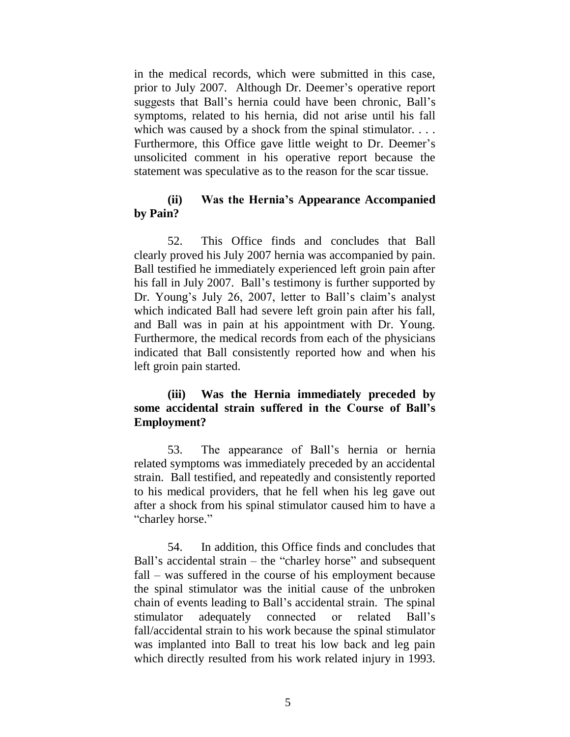in the medical records, which were submitted in this case, prior to July 2007. Although Dr. Deemer's operative report suggests that Ball's hernia could have been chronic, Ball's symptoms, related to his hernia, did not arise until his fall which was caused by a shock from the spinal stimulator. . . . Furthermore, this Office gave little weight to Dr. Deemer's unsolicited comment in his operative report because the statement was speculative as to the reason for the scar tissue.

**(ii) Was the Hernia's Appearance Accompanied by Pain?**

52. This Office finds and concludes that Ball clearly proved his July 2007 hernia was accompanied by pain. Ball testified he immediately experienced left groin pain after his fall in July 2007. Ball's testimony is further supported by Dr. Young's July 26, 2007, letter to Ball's claim's analyst which indicated Ball had severe left groin pain after his fall, and Ball was in pain at his appointment with Dr. Young. Furthermore, the medical records from each of the physicians indicated that Ball consistently reported how and when his left groin pain started.

**(iii) Was the Hernia immediately preceded by some accidental strain suffered in the Course of Ball's Employment?**

53. The appearance of Ball's hernia or hernia related symptoms was immediately preceded by an accidental strain. Ball testified, and repeatedly and consistently reported to his medical providers, that he fell when his leg gave out after a shock from his spinal stimulator caused him to have a "charley horse."

54. In addition, this Office finds and concludes that Ball's accidental strain – the "charley horse" and subsequent fall – was suffered in the course of his employment because the spinal stimulator was the initial cause of the unbroken chain of events leading to Ball's accidental strain. The spinal stimulator adequately connected or related Ball's fall/accidental strain to his work because the spinal stimulator was implanted into Ball to treat his low back and leg pain which directly resulted from his work related injury in 1993.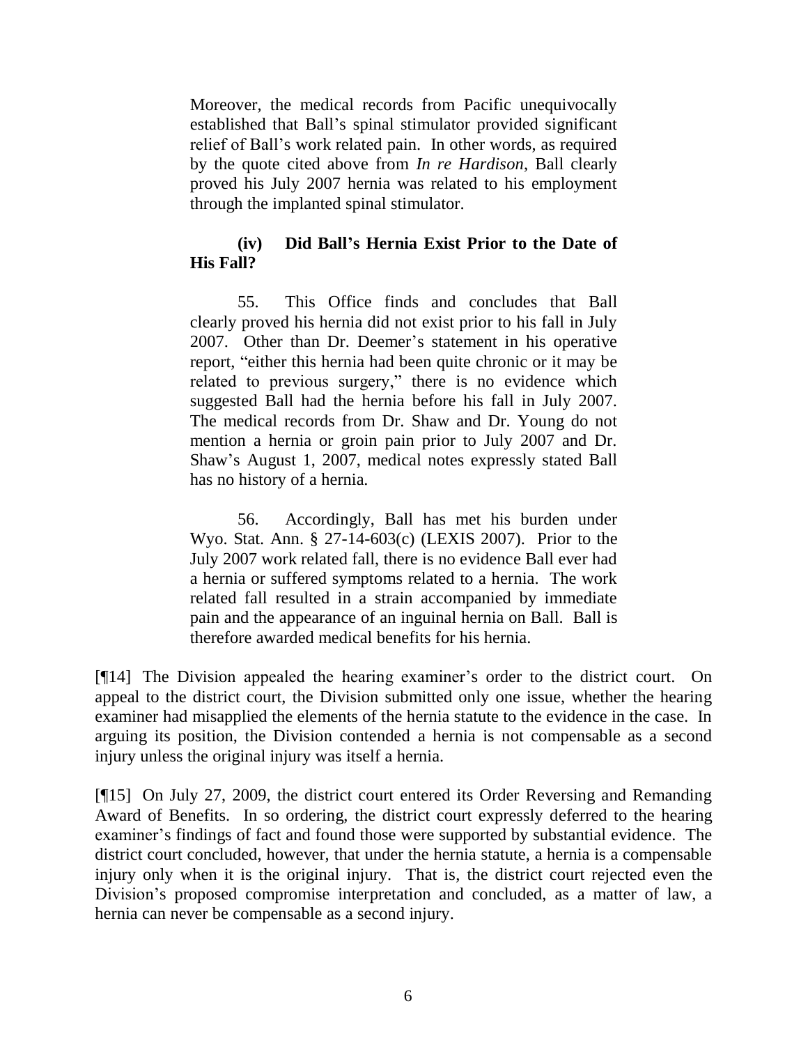> Moreover, the medical records from Pacific unequivocally established that Ball's spinal stimulator provided significant relief of Ball's work related pain. In other words, as required by the quote cited above from *In re Hardison*, Ball clearly proved his July 2007 hernia was related to his employment through the implanted spinal stimulator.
>
> **(iv) Did Ball's Hernia Exist Prior to the Date of His Fall?**
>
> 55. This Office finds and concludes that Ball clearly proved his hernia did not exist prior to his fall in July 2007. Other than Dr. Deemer's statement in his operative report, "either this hernia had been quite chronic or it may be related to previous surgery," there is no evidence which suggested Ball had the hernia before his fall in July 2007. The medical records from Dr. Shaw and Dr. Young do not mention a hernia or groin pain prior to July 2007 and Dr. Shaw's August 1, 2007, medical notes expressly stated Ball has no history of a hernia.
>
> 56. Accordingly, Ball has met his burden under Wyo. Stat. Ann. § 27-14-603(c) (LEXIS 2007). Prior to the July 2007 work related fall, there is no evidence Ball ever had a hernia or suffered symptoms related to a hernia. The work related fall resulted in a strain accompanied by immediate pain and the appearance of an inguinal hernia on Ball. Ball is therefore awarded medical benefits for his hernia.

[¶14] The Division appealed the hearing examiner's order to the district court. On appeal to the district court, the Division submitted only one issue, whether the hearing examiner had misapplied the elements of the hernia statute to the evidence in the case. In arguing its position, the Division contended a hernia is not compensable as a second injury unless the original injury was itself a hernia.

[¶15] On July 27, 2009, the district court entered its Order Reversing and Remanding Award of Benefits. In so ordering, the district court expressly deferred to the hearing examiner's findings of fact and found those were supported by substantial evidence. The district court concluded, however, that under the hernia statute, a hernia is a compensable injury only when it is the original injury. That is, the district court rejected even the Division's proposed compromise interpretation and concluded, as a matter of law, a hernia can never be compensable as a second injury.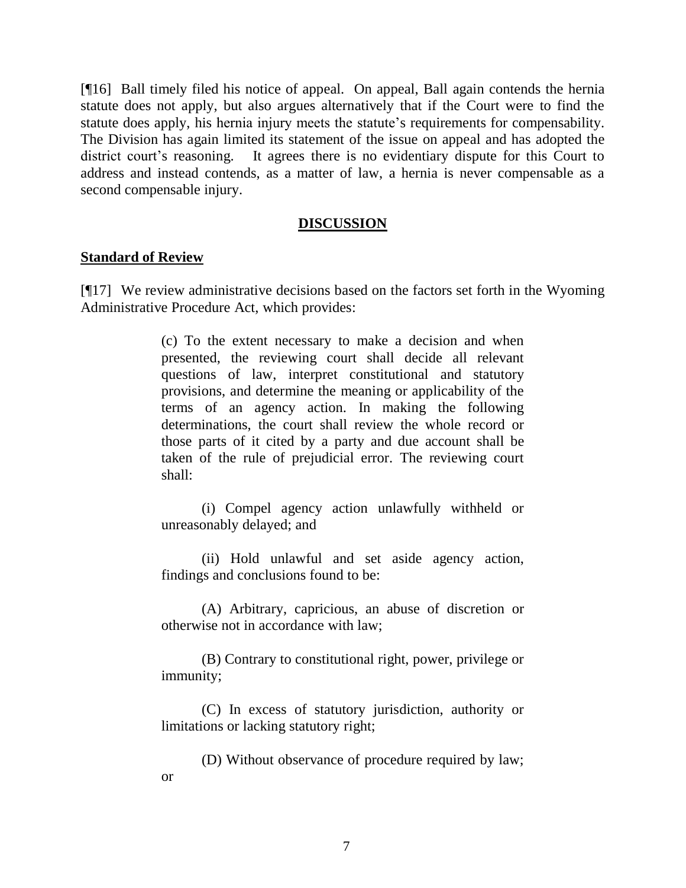[¶16] Ball timely filed his notice of appeal. On appeal, Ball again contends the hernia statute does not apply, but also argues alternatively that if the Court were to find the statute does apply, his hernia injury meets the statute's requirements for compensability. The Division has again limited its statement of the issue on appeal and has adopted the district court's reasoning. It agrees there is no evidentiary dispute for this Court to address and instead contends, as a matter of law, a hernia is never compensable as a second compensable injury.

## DISCUSSION

### Standard of Review

[¶17] We review administrative decisions based on the factors set forth in the Wyoming Administrative Procedure Act, which provides:

> (c) To the extent necessary to make a decision and when presented, the reviewing court shall decide all relevant questions of law, interpret constitutional and statutory provisions, and determine the meaning or applicability of the terms of an agency action. In making the following determinations, the court shall review the whole record or those parts of it cited by a party and due account shall be taken of the rule of prejudicial error. The reviewing court shall:
>
> (i) Compel agency action unlawfully withheld or unreasonably delayed; and
>
> (ii) Hold unlawful and set aside agency action, findings and conclusions found to be:
>
> (A) Arbitrary, capricious, an abuse of discretion or otherwise not in accordance with law;
>
> (B) Contrary to constitutional right, power, privilege or immunity;
>
> (C) In excess of statutory jurisdiction, authority or limitations or lacking statutory right;
>
> (D) Without observance of procedure required by law; or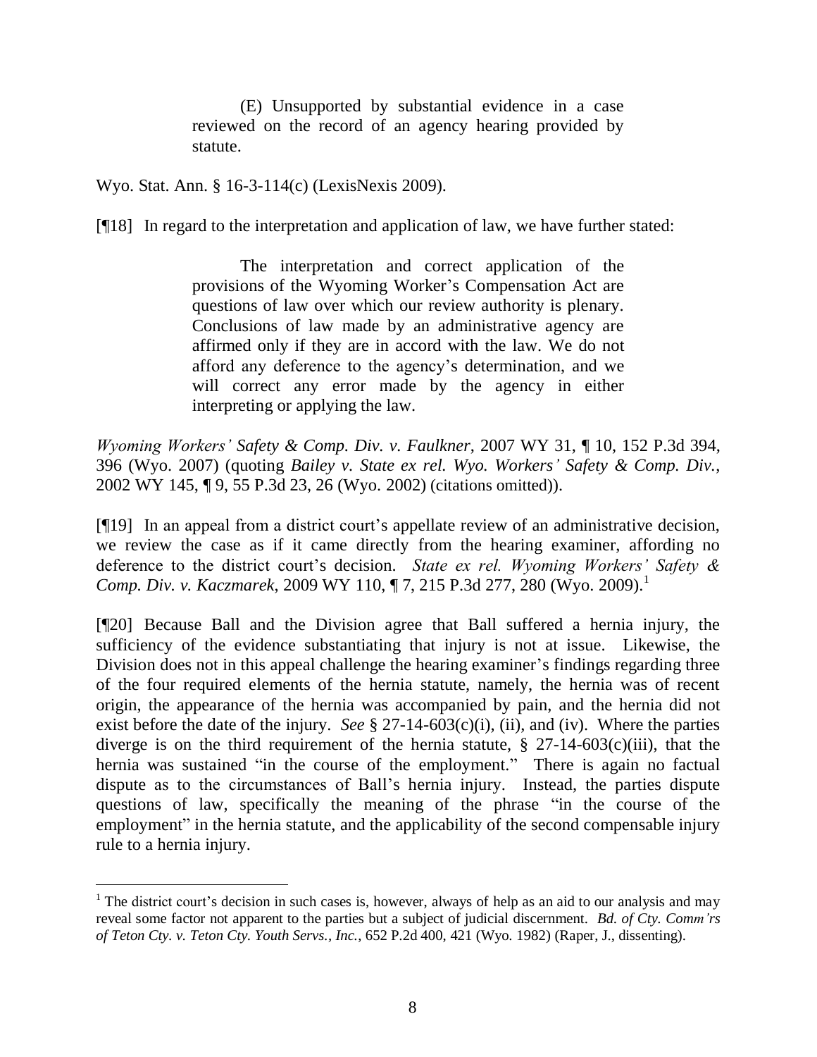> (E) Unsupported by substantial evidence in a case reviewed on the record of an agency hearing provided by statute.

Wyo. Stat. Ann. § 16-3-114(c) (LexisNexis 2009).

[¶18] In regard to the interpretation and application of law, we have further stated:

> The interpretation and correct application of the provisions of the Wyoming Worker's Compensation Act are questions of law over which our review authority is plenary. Conclusions of law made by an administrative agency are affirmed only if they are in accord with the law. We do not afford any deference to the agency's determination, and we will correct any error made by the agency in either interpreting or applying the law.

*Wyoming Workers' Safety & Comp. Div. v. Faulkner*, 2007 WY 31, ¶ 10, 152 P.3d 394, 396 (Wyo. 2007) (quoting *Bailey v. State ex rel. Wyo. Workers' Safety & Comp. Div.*, 2002 WY 145, ¶ 9, 55 P.3d 23, 26 (Wyo. 2002) (citations omitted)).

[¶19] In an appeal from a district court's appellate review of an administrative decision, we review the case as if it came directly from the hearing examiner, affording no deference to the district court's decision. *State ex rel. Wyoming Workers' Safety & Comp. Div. v. Kaczmarek*, 2009 WY 110, ¶ 7, 215 P.3d 277, 280 (Wyo. 2009).[1]

[¶20] Because Ball and the Division agree that Ball suffered a hernia injury, the sufficiency of the evidence substantiating that injury is not at issue. Likewise, the Division does not in this appeal challenge the hearing examiner's findings regarding three of the four required elements of the hernia statute, namely, the hernia was of recent origin, the appearance of the hernia was accompanied by pain, and the hernia did not exist before the date of the injury. *See* § 27-14-603(c)(i), (ii), and (iv). Where the parties diverge is on the third requirement of the hernia statute, § 27-14-603(c)(iii), that the hernia was sustained "in the course of the employment." There is again no factual dispute as to the circumstances of Ball's hernia injury. Instead, the parties dispute questions of law, specifically the meaning of the phrase "in the course of the employment" in the hernia statute, and the applicability of the second compensable injury rule to a hernia injury.

---

[1] The district court's decision in such cases is, however, always of help as an aid to our analysis and may reveal some factor not apparent to the parties but a subject of judicial discernment. *Bd. of Cty. Comm'rs of Teton Cty. v. Teton Cty. Youth Servs., Inc.*, 652 P.2d 400, 421 (Wyo. 1982) (Raper, J., dissenting).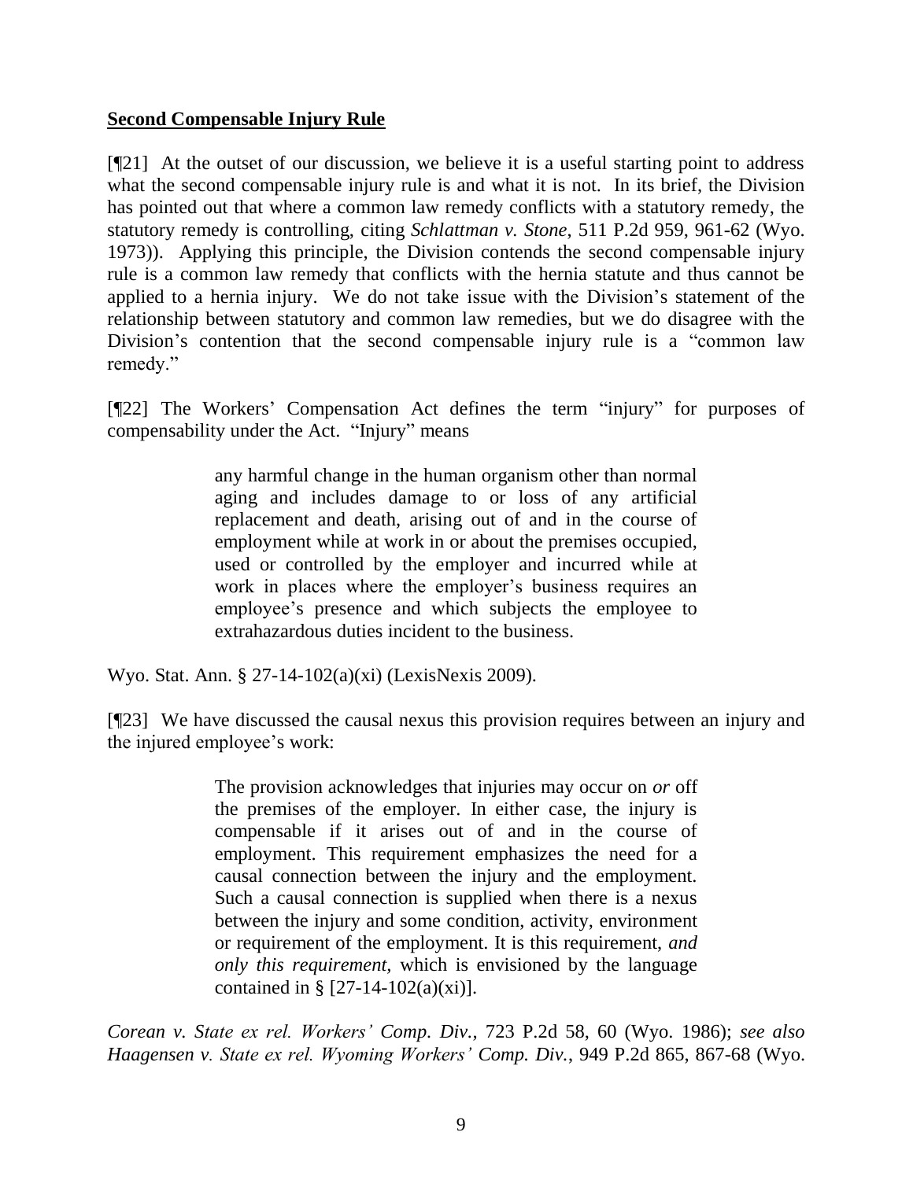**Second Compensable Injury Rule**

[¶21] At the outset of our discussion, we believe it is a useful starting point to address what the second compensable injury rule is and what it is not. In its brief, the Division has pointed out that where a common law remedy conflicts with a statutory remedy, the statutory remedy is controlling, citing *Schlattman v. Stone*, 511 P.2d 959, 961-62 (Wyo. 1973)). Applying this principle, the Division contends the second compensable injury rule is a common law remedy that conflicts with the hernia statute and thus cannot be applied to a hernia injury. We do not take issue with the Division's statement of the relationship between statutory and common law remedies, but we do disagree with the Division's contention that the second compensable injury rule is a "common law remedy."

[¶22] The Workers' Compensation Act defines the term "injury" for purposes of compensability under the Act. "Injury" means

> any harmful change in the human organism other than normal aging and includes damage to or loss of any artificial replacement and death, arising out of and in the course of employment while at work in or about the premises occupied, used or controlled by the employer and incurred while at work in places where the employer's business requires an employee's presence and which subjects the employee to extrahazardous duties incident to the business.

Wyo. Stat. Ann. § 27-14-102(a)(xi) (LexisNexis 2009).

[¶23] We have discussed the causal nexus this provision requires between an injury and the injured employee's work:

> The provision acknowledges that injuries may occur on *or* off the premises of the employer. In either case, the injury is compensable if it arises out of and in the course of employment. This requirement emphasizes the need for a causal connection between the injury and the employment. Such a causal connection is supplied when there is a nexus between the injury and some condition, activity, environment or requirement of the employment. It is this requirement, *and only this requirement*, which is envisioned by the language contained in § [27-14-102(a)(xi)].

*Corean v. State ex rel. Workers' Comp. Div.*, 723 P.2d 58, 60 (Wyo. 1986); *see also Haagensen v. State ex rel. Wyoming Workers' Comp. Div.*, 949 P.2d 865, 867-68 (Wyo.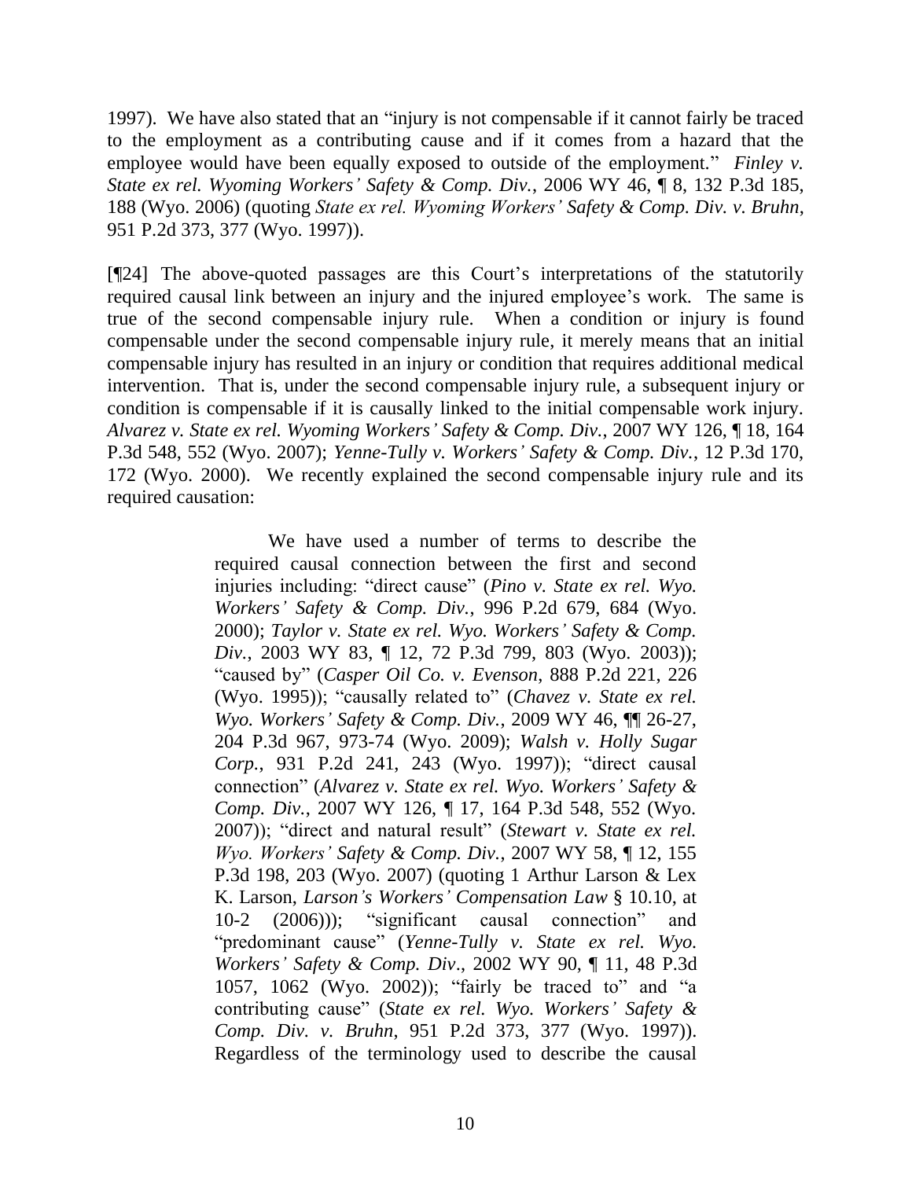1997). We have also stated that an "injury is not compensable if it cannot fairly be traced to the employment as a contributing cause and if it comes from a hazard that the employee would have been equally exposed to outside of the employment." *Finley v. State ex rel. Wyoming Workers' Safety & Comp. Div.*, 2006 WY 46, ¶ 8, 132 P.3d 185, 188 (Wyo. 2006) (quoting *State ex rel. Wyoming Workers' Safety & Comp. Div. v. Bruhn*, 951 P.2d 373, 377 (Wyo. 1997)).

[¶24] The above-quoted passages are this Court's interpretations of the statutorily required causal link between an injury and the injured employee's work. The same is true of the second compensable injury rule. When a condition or injury is found compensable under the second compensable injury rule, it merely means that an initial compensable injury has resulted in an injury or condition that requires additional medical intervention. That is, under the second compensable injury rule, a subsequent injury or condition is compensable if it is causally linked to the initial compensable work injury. *Alvarez v. State ex rel. Wyoming Workers' Safety & Comp. Div.*, 2007 WY 126, ¶ 18, 164 P.3d 548, 552 (Wyo. 2007); *Yenne-Tully v. Workers' Safety & Comp. Div.*, 12 P.3d 170, 172 (Wyo. 2000). We recently explained the second compensable injury rule and its required causation:

> We have used a number of terms to describe the required causal connection between the first and second injuries including: "direct cause" (*Pino v. State ex rel. Wyo. Workers' Safety & Comp. Div.*, 996 P.2d 679, 684 (Wyo. 2000); *Taylor v. State ex rel. Wyo. Workers' Safety & Comp. Div.*, 2003 WY 83, ¶ 12, 72 P.3d 799, 803 (Wyo. 2003)); "caused by" (*Casper Oil Co. v. Evenson*, 888 P.2d 221, 226 (Wyo. 1995)); "causally related to" (*Chavez v. State ex rel. Wyo. Workers' Safety & Comp. Div.*, 2009 WY 46, ¶¶ 26-27, 204 P.3d 967, 973-74 (Wyo. 2009); *Walsh v. Holly Sugar Corp.*, 931 P.2d 241, 243 (Wyo. 1997)); "direct causal connection" (*Alvarez v. State ex rel. Wyo. Workers' Safety & Comp. Div.*, 2007 WY 126, ¶ 17, 164 P.3d 548, 552 (Wyo. 2007)); "direct and natural result" (*Stewart v. State ex rel. Wyo. Workers' Safety & Comp. Div.*, 2007 WY 58, ¶ 12, 155 P.3d 198, 203 (Wyo. 2007) (quoting 1 Arthur Larson & Lex K. Larson, *Larson's Workers' Compensation Law* § 10.10, at 10-2 (2006))); "significant causal connection" and "predominant cause" (*Yenne-Tully v. State ex rel. Wyo. Workers' Safety & Comp. Div*., 2002 WY 90, ¶ 11, 48 P.3d 1057, 1062 (Wyo. 2002)); "fairly be traced to" and "a contributing cause" (*State ex rel. Wyo. Workers' Safety & Comp. Div. v. Bruhn*, 951 P.2d 373, 377 (Wyo. 1997)). Regardless of the terminology used to describe the causal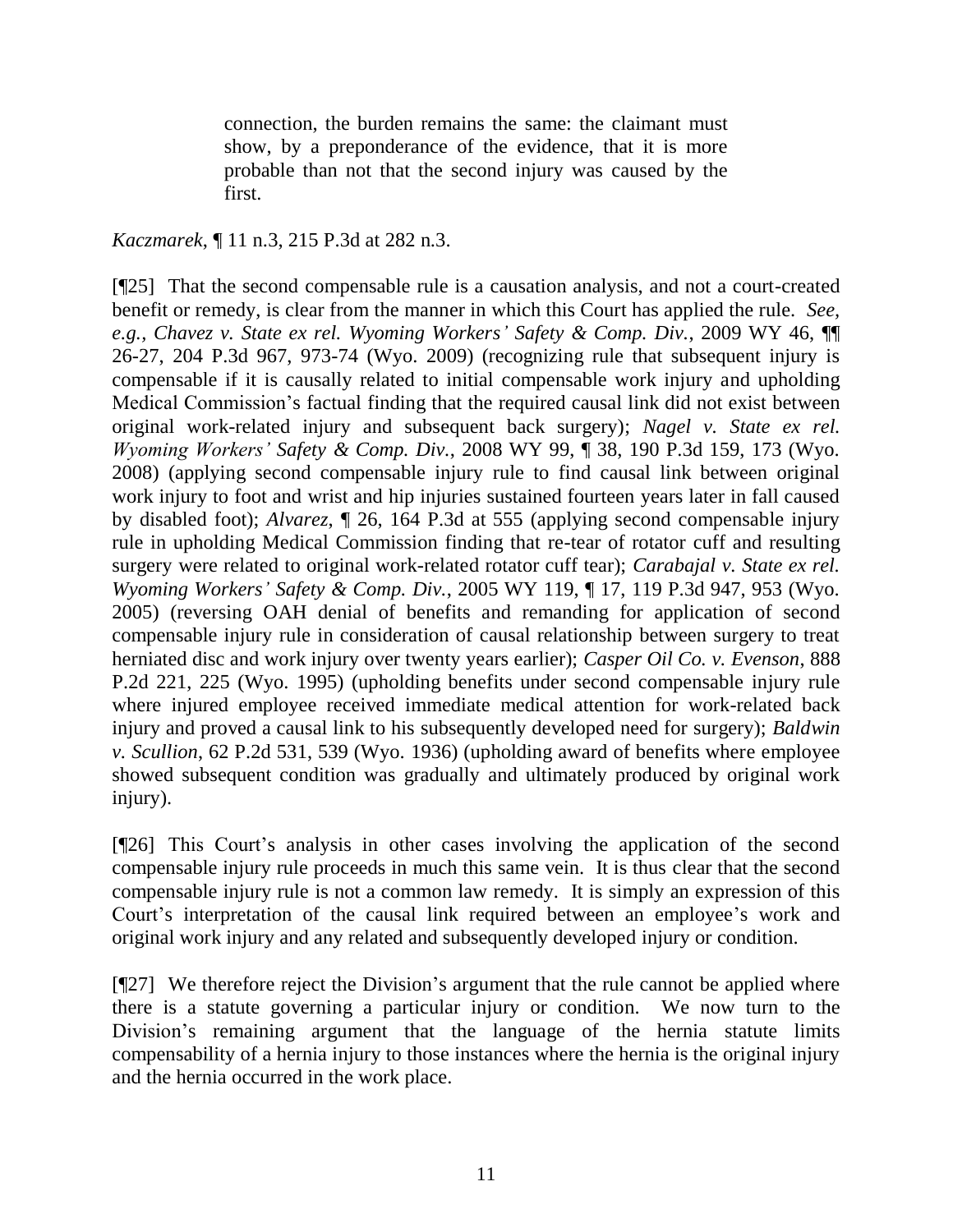> connection, the burden remains the same: the claimant must show, by a preponderance of the evidence, that it is more probable than not that the second injury was caused by the first.

*Kaczmarek*, ¶ 11 n.3, 215 P.3d at 282 n.3.

[¶25] That the second compensable rule is a causation analysis, and not a court-created benefit or remedy, is clear from the manner in which this Court has applied the rule. *See, e.g., Chavez v. State ex rel. Wyoming Workers' Safety & Comp. Div.*, 2009 WY 46, ¶¶ 26-27, 204 P.3d 967, 973-74 (Wyo. 2009) (recognizing rule that subsequent injury is compensable if it is causally related to initial compensable work injury and upholding Medical Commission's factual finding that the required causal link did not exist between original work-related injury and subsequent back surgery); *Nagel v. State ex rel. Wyoming Workers' Safety & Comp. Div.*, 2008 WY 99, ¶ 38, 190 P.3d 159, 173 (Wyo. 2008) (applying second compensable injury rule to find causal link between original work injury to foot and wrist and hip injuries sustained fourteen years later in fall caused by disabled foot); *Alvarez*, ¶ 26, 164 P.3d at 555 (applying second compensable injury rule in upholding Medical Commission finding that re-tear of rotator cuff and resulting surgery were related to original work-related rotator cuff tear); *Carabajal v. State ex rel. Wyoming Workers' Safety & Comp. Div.*, 2005 WY 119, ¶ 17, 119 P.3d 947, 953 (Wyo. 2005) (reversing OAH denial of benefits and remanding for application of second compensable injury rule in consideration of causal relationship between surgery to treat herniated disc and work injury over twenty years earlier); *Casper Oil Co. v. Evenson*, 888 P.2d 221, 225 (Wyo. 1995) (upholding benefits under second compensable injury rule where injured employee received immediate medical attention for work-related back injury and proved a causal link to his subsequently developed need for surgery); *Baldwin v. Scullion*, 62 P.2d 531, 539 (Wyo. 1936) (upholding award of benefits where employee showed subsequent condition was gradually and ultimately produced by original work injury).

[¶26] This Court's analysis in other cases involving the application of the second compensable injury rule proceeds in much this same vein. It is thus clear that the second compensable injury rule is not a common law remedy. It is simply an expression of this Court's interpretation of the causal link required between an employee's work and original work injury and any related and subsequently developed injury or condition.

[¶27] We therefore reject the Division's argument that the rule cannot be applied where there is a statute governing a particular injury or condition. We now turn to the Division's remaining argument that the language of the hernia statute limits compensability of a hernia injury to those instances where the hernia is the original injury and the hernia occurred in the work place.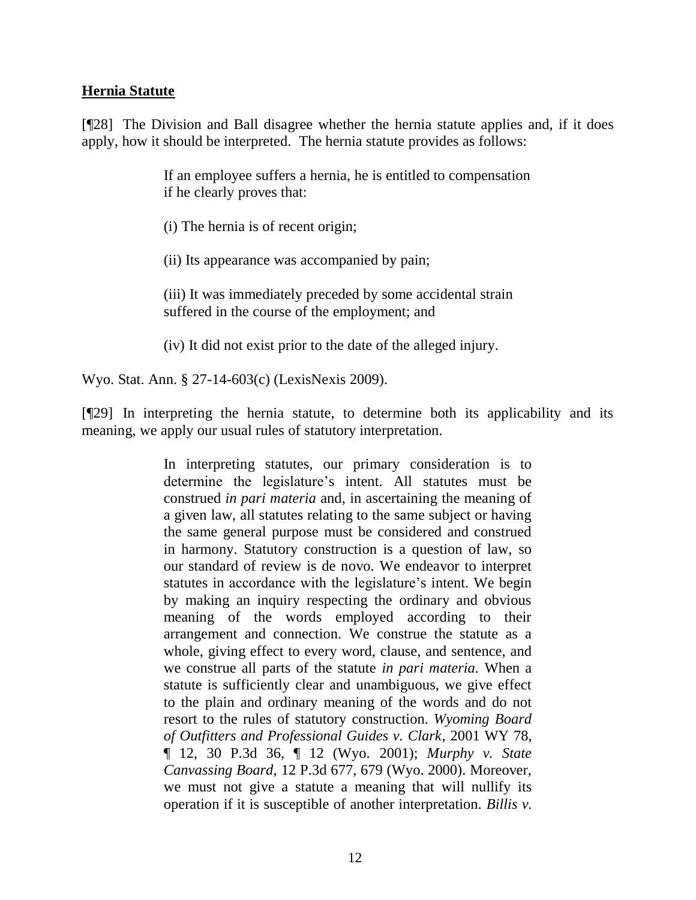**Hernia Statute**

[¶28] The Division and Ball disagree whether the hernia statute applies and, if it does apply, how it should be interpreted. The hernia statute provides as follows:

> If an employee suffers a hernia, he is entitled to compensation if he clearly proves that:
>
> (i) The hernia is of recent origin;
>
> (ii) Its appearance was accompanied by pain;
>
> (iii) It was immediately preceded by some accidental strain suffered in the course of the employment; and
>
> (iv) It did not exist prior to the date of the alleged injury.

Wyo. Stat. Ann. § 27-14-603(c) (LexisNexis 2009).

[¶29] In interpreting the hernia statute, to determine both its applicability and its meaning, we apply our usual rules of statutory interpretation.

> In interpreting statutes, our primary consideration is to determine the legislature's intent. All statutes must be construed *in pari materia* and, in ascertaining the meaning of a given law, all statutes relating to the same subject or having the same general purpose must be considered and construed in harmony. Statutory construction is a question of law, so our standard of review is de novo. We endeavor to interpret statutes in accordance with the legislature's intent. We begin by making an inquiry respecting the ordinary and obvious meaning of the words employed according to their arrangement and connection. We construe the statute as a whole, giving effect to every word, clause, and sentence, and we construe all parts of the statute *in pari materia.* When a statute is sufficiently clear and unambiguous, we give effect to the plain and ordinary meaning of the words and do not resort to the rules of statutory construction. *Wyoming Board of Outfitters and Professional Guides v. Clark*, 2001 WY 78, ¶ 12, 30 P.3d 36, ¶ 12 (Wyo. 2001); *Murphy v. State Canvassing Board*, 12 P.3d 677, 679 (Wyo. 2000). Moreover, we must not give a statute a meaning that will nullify its operation if it is susceptible of another interpretation. *Billis v.*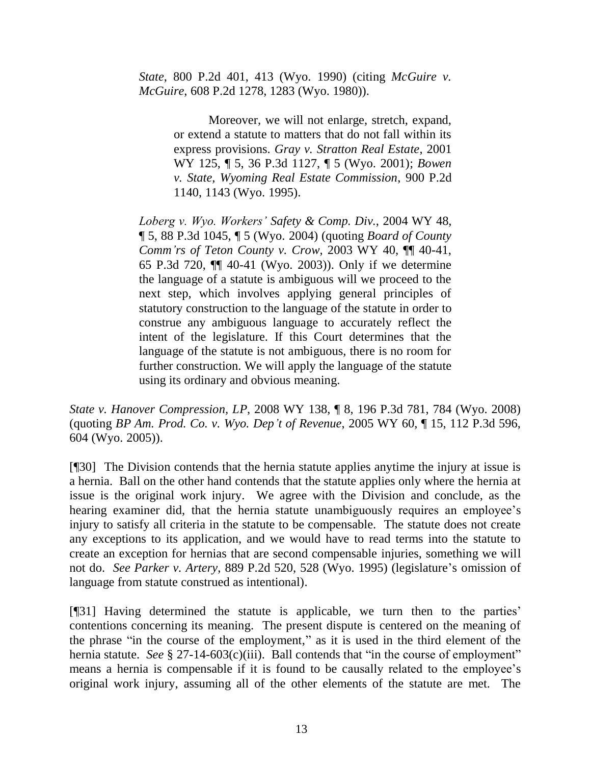> *State*, 800 P.2d 401, 413 (Wyo. 1990) (citing *McGuire v. McGuire*, 608 P.2d 1278, 1283 (Wyo. 1980)).
>
> > Moreover, we will not enlarge, stretch, expand, or extend a statute to matters that do not fall within its express provisions. *Gray v. Stratton Real Estate*, 2001 WY 125, ¶ 5, 36 P.3d 1127, ¶ 5 (Wyo. 2001); *Bowen v. State, Wyoming Real Estate Commission*, 900 P.2d 1140, 1143 (Wyo. 1995).
>
> *Loberg v. Wyo. Workers' Safety & Comp. Div.*, 2004 WY 48, ¶ 5, 88 P.3d 1045, ¶ 5 (Wyo. 2004) (quoting *Board of County Comm'rs of Teton County v. Crow*, 2003 WY 40, ¶¶ 40-41, 65 P.3d 720, ¶¶ 40-41 (Wyo. 2003)). Only if we determine the language of a statute is ambiguous will we proceed to the next step, which involves applying general principles of statutory construction to the language of the statute in order to construe any ambiguous language to accurately reflect the intent of the legislature. If this Court determines that the language of the statute is not ambiguous, there is no room for further construction. We will apply the language of the statute using its ordinary and obvious meaning.

*State v. Hanover Compression, LP*, 2008 WY 138, ¶ 8, 196 P.3d 781, 784 (Wyo. 2008) (quoting *BP Am. Prod. Co. v. Wyo. Dep't of Revenue*, 2005 WY 60, ¶ 15, 112 P.3d 596, 604 (Wyo. 2005)).

[¶30] The Division contends that the hernia statute applies anytime the injury at issue is a hernia. Ball on the other hand contends that the statute applies only where the hernia at issue is the original work injury. We agree with the Division and conclude, as the hearing examiner did, that the hernia statute unambiguously requires an employee's injury to satisfy all criteria in the statute to be compensable. The statute does not create any exceptions to its application, and we would have to read terms into the statute to create an exception for hernias that are second compensable injuries, something we will not do. *See Parker v. Artery*, 889 P.2d 520, 528 (Wyo. 1995) (legislature's omission of language from statute construed as intentional).

[¶31] Having determined the statute is applicable, we turn then to the parties' contentions concerning its meaning. The present dispute is centered on the meaning of the phrase "in the course of the employment," as it is used in the third element of the hernia statute. *See* § 27-14-603(c)(iii). Ball contends that "in the course of employment" means a hernia is compensable if it is found to be causally related to the employee's original work injury, assuming all of the other elements of the statute are met. The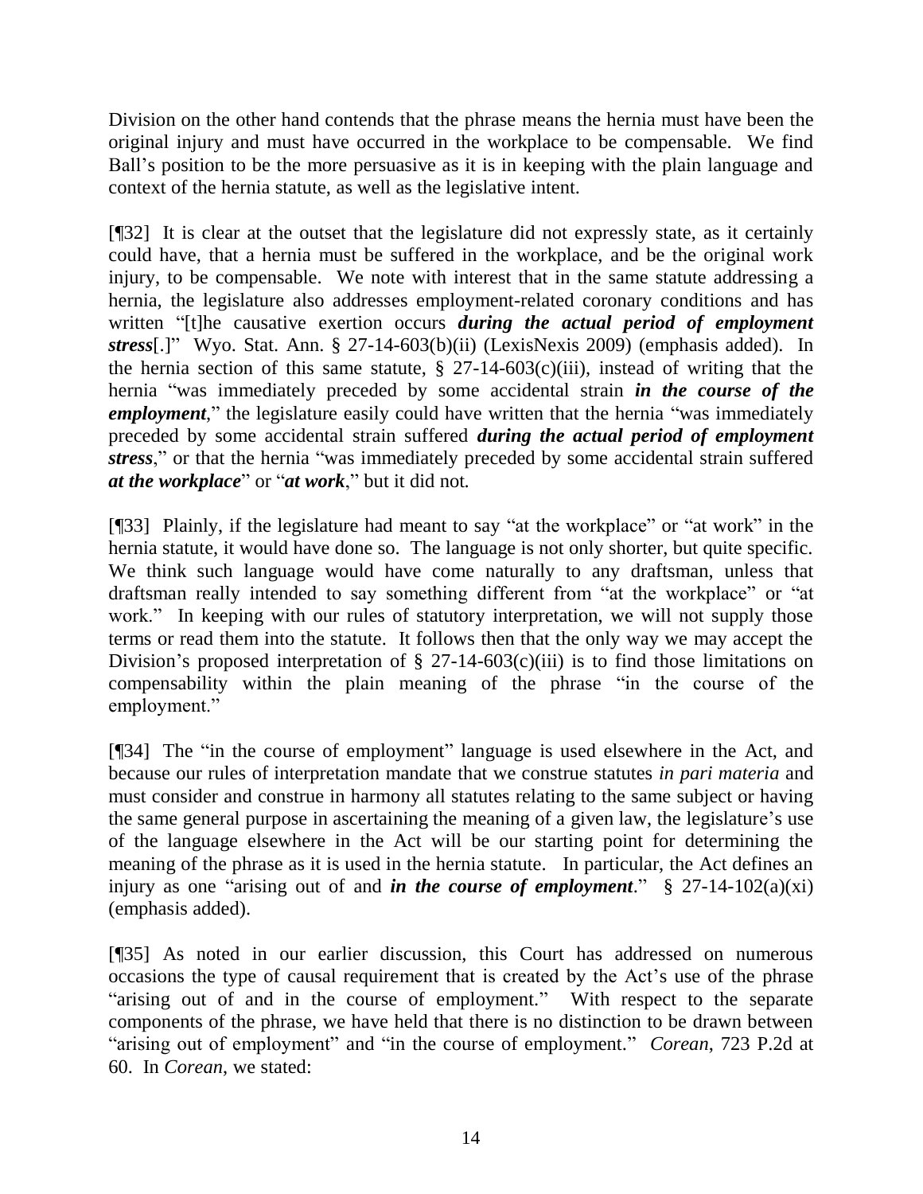Division on the other hand contends that the phrase means the hernia must have been the original injury and must have occurred in the workplace to be compensable. We find Ball's position to be the more persuasive as it is in keeping with the plain language and context of the hernia statute, as well as the legislative intent.

[¶32] It is clear at the outset that the legislature did not expressly state, as it certainly could have, that a hernia must be suffered in the workplace, and be the original work injury, to be compensable. We note with interest that in the same statute addressing a hernia, the legislature also addresses employment-related coronary conditions and has written "[t]he causative exertion occurs ***during the actual period of employment stress***[.]" Wyo. Stat. Ann. § 27-14-603(b)(ii) (LexisNexis 2009) (emphasis added). In the hernia section of this same statute, § 27-14-603(c)(iii), instead of writing that the hernia "was immediately preceded by some accidental strain ***in the course of the employment***," the legislature easily could have written that the hernia "was immediately preceded by some accidental strain suffered ***during the actual period of employment stress***," or that the hernia "was immediately preceded by some accidental strain suffered ***at the workplace***" or "***at work***," but it did not.

[¶33] Plainly, if the legislature had meant to say "at the workplace" or "at work" in the hernia statute, it would have done so. The language is not only shorter, but quite specific. We think such language would have come naturally to any draftsman, unless that draftsman really intended to say something different from "at the workplace" or "at work." In keeping with our rules of statutory interpretation, we will not supply those terms or read them into the statute. It follows then that the only way we may accept the Division's proposed interpretation of § 27-14-603(c)(iii) is to find those limitations on compensability within the plain meaning of the phrase "in the course of the employment."

[¶34] The "in the course of employment" language is used elsewhere in the Act, and because our rules of interpretation mandate that we construe statutes *in pari materia* and must consider and construe in harmony all statutes relating to the same subject or having the same general purpose in ascertaining the meaning of a given law, the legislature's use of the language elsewhere in the Act will be our starting point for determining the meaning of the phrase as it is used in the hernia statute. In particular, the Act defines an injury as one "arising out of and ***in the course of employment***." § 27-14-102(a)(xi) (emphasis added).

[¶35] As noted in our earlier discussion, this Court has addressed on numerous occasions the type of causal requirement that is created by the Act's use of the phrase "arising out of and in the course of employment." With respect to the separate components of the phrase, we have held that there is no distinction to be drawn between "arising out of employment" and "in the course of employment." *Corean*, 723 P.2d at 60. In *Corean*, we stated: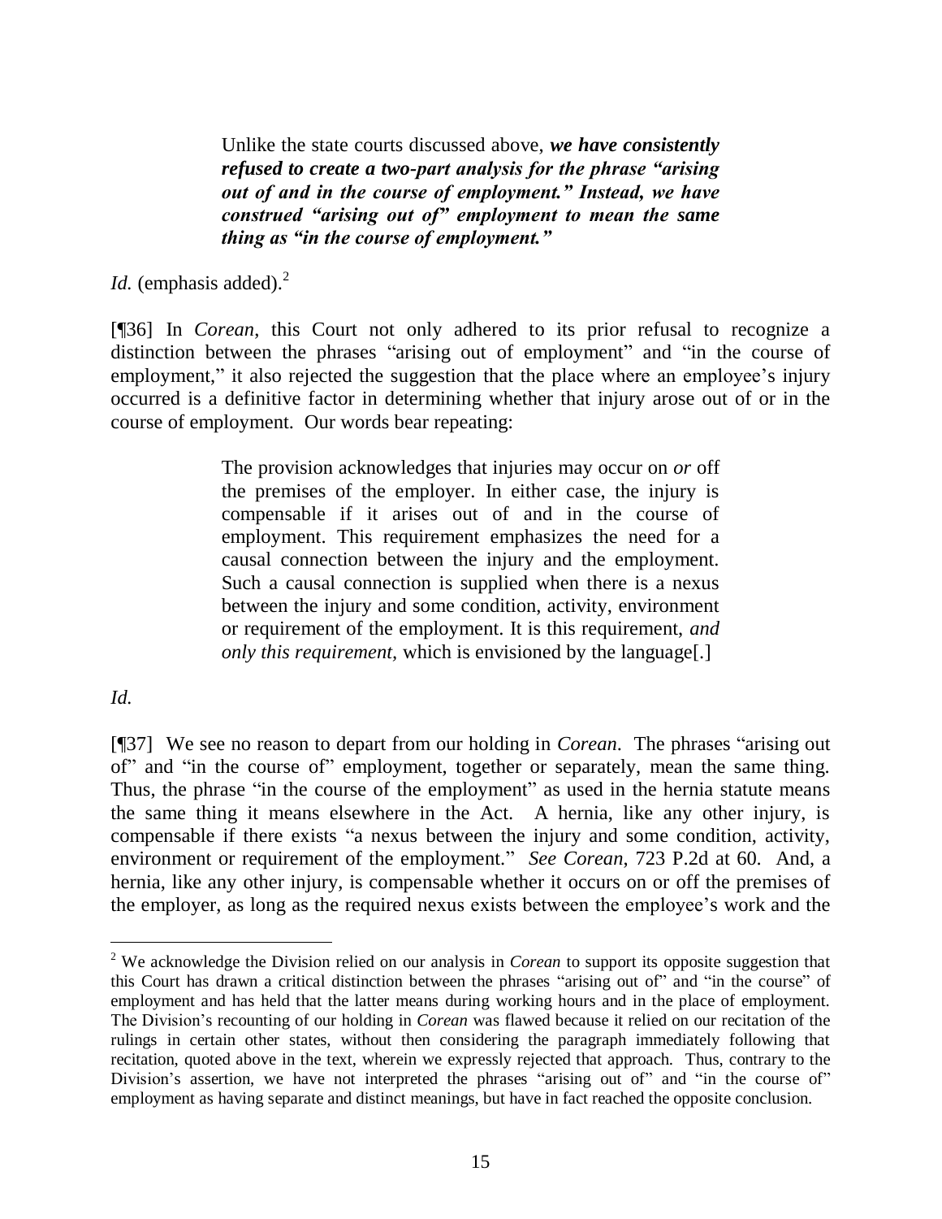> Unlike the state courts discussed above, ***we have consistently refused to create a two-part analysis for the phrase "arising out of and in the course of employment." Instead, we have construed "arising out of" employment to mean the same thing as "in the course of employment."***

*Id.* (emphasis added).[2]

[¶36] In *Corean*, this Court not only adhered to its prior refusal to recognize a distinction between the phrases "arising out of employment" and "in the course of employment," it also rejected the suggestion that the place where an employee's injury occurred is a definitive factor in determining whether that injury arose out of or in the course of employment. Our words bear repeating:

> The provision acknowledges that injuries may occur on *or* off the premises of the employer. In either case, the injury is compensable if it arises out of and in the course of employment. This requirement emphasizes the need for a causal connection between the injury and the employment. Such a causal connection is supplied when there is a nexus between the injury and some condition, activity, environment or requirement of the employment. It is this requirement, *and only this requirement,* which is envisioned by the language[.]

*Id.*

[¶37] We see no reason to depart from our holding in *Corean*. The phrases "arising out of" and "in the course of" employment, together or separately, mean the same thing. Thus, the phrase "in the course of the employment" as used in the hernia statute means the same thing it means elsewhere in the Act. A hernia, like any other injury, is compensable if there exists "a nexus between the injury and some condition, activity, environment or requirement of the employment." *See Corean*, 723 P.2d at 60. And, a hernia, like any other injury, is compensable whether it occurs on or off the premises of the employer, as long as the required nexus exists between the employee's work and the

---

[2] We acknowledge the Division relied on our analysis in *Corean* to support its opposite suggestion that this Court has drawn a critical distinction between the phrases "arising out of" and "in the course" of employment and has held that the latter means during working hours and in the place of employment. The Division's recounting of our holding in *Corean* was flawed because it relied on our recitation of the rulings in certain other states, without then considering the paragraph immediately following that recitation, quoted above in the text, wherein we expressly rejected that approach. Thus, contrary to the Division's assertion, we have not interpreted the phrases "arising out of" and "in the course of" employment as having separate and distinct meanings, but have in fact reached the opposite conclusion.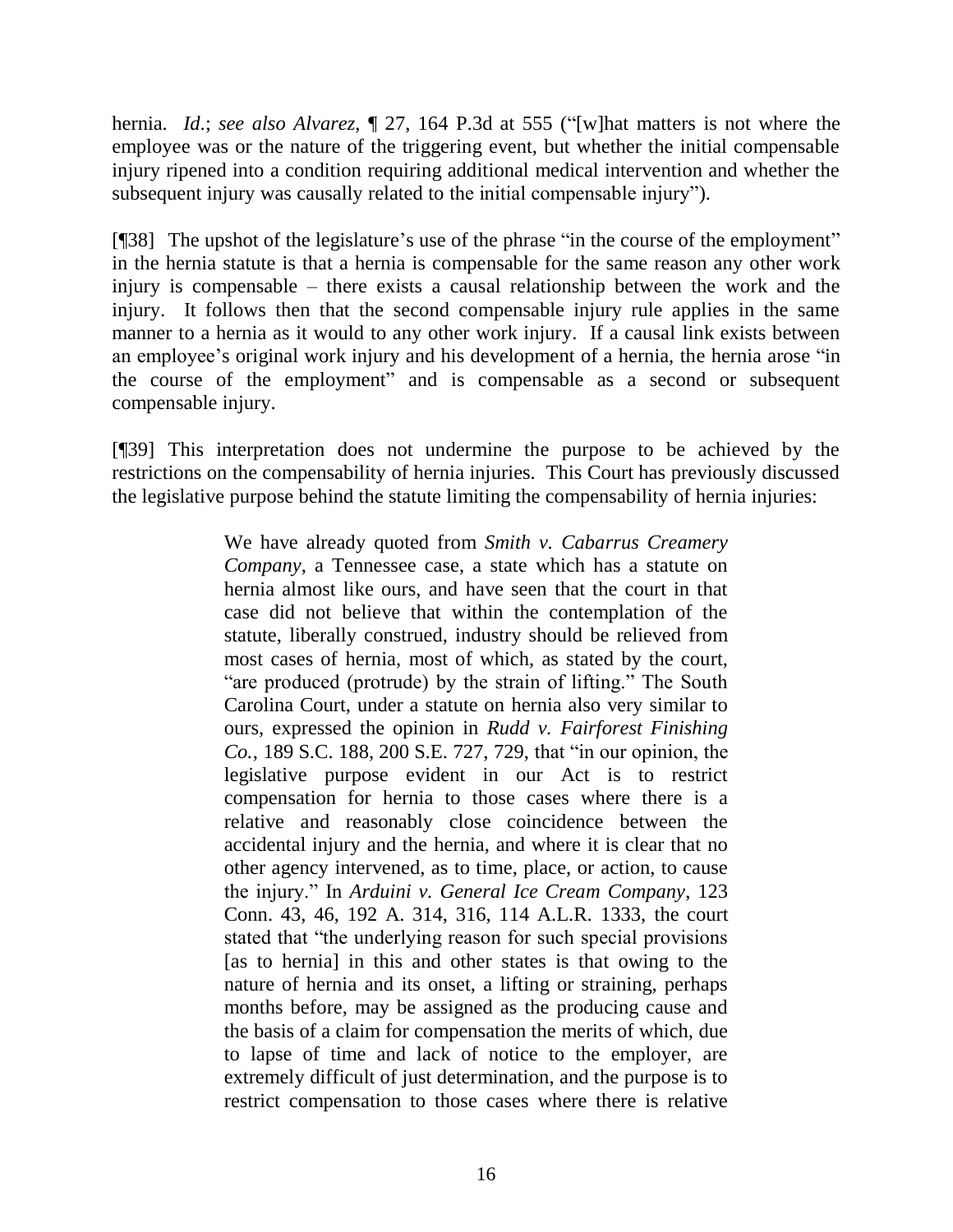hernia. *Id*.; *see also Alvarez*, ¶ 27, 164 P.3d at 555 ("[w]hat matters is not where the employee was or the nature of the triggering event, but whether the initial compensable injury ripened into a condition requiring additional medical intervention and whether the subsequent injury was causally related to the initial compensable injury").

[¶38] The upshot of the legislature's use of the phrase "in the course of the employment" in the hernia statute is that a hernia is compensable for the same reason any other work injury is compensable – there exists a causal relationship between the work and the injury. It follows then that the second compensable injury rule applies in the same manner to a hernia as it would to any other work injury. If a causal link exists between an employee's original work injury and his development of a hernia, the hernia arose "in the course of the employment" and is compensable as a second or subsequent compensable injury.

[¶39] This interpretation does not undermine the purpose to be achieved by the restrictions on the compensability of hernia injuries. This Court has previously discussed the legislative purpose behind the statute limiting the compensability of hernia injuries:

> We have already quoted from *Smith v. Cabarrus Creamery Company*, a Tennessee case, a state which has a statute on hernia almost like ours, and have seen that the court in that case did not believe that within the contemplation of the statute, liberally construed, industry should be relieved from most cases of hernia, most of which, as stated by the court, "are produced (protrude) by the strain of lifting." The South Carolina Court, under a statute on hernia also very similar to ours, expressed the opinion in *Rudd v. Fairforest Finishing Co.*, 189 S.C. 188, 200 S.E. 727, 729, that "in our opinion, the legislative purpose evident in our Act is to restrict compensation for hernia to those cases where there is a relative and reasonably close coincidence between the accidental injury and the hernia, and where it is clear that no other agency intervened, as to time, place, or action, to cause the injury." In *Arduini v. General Ice Cream Company*, 123 Conn. 43, 46, 192 A. 314, 316, 114 A.L.R. 1333, the court stated that "the underlying reason for such special provisions [as to hernia] in this and other states is that owing to the nature of hernia and its onset, a lifting or straining, perhaps months before, may be assigned as the producing cause and the basis of a claim for compensation the merits of which, due to lapse of time and lack of notice to the employer, are extremely difficult of just determination, and the purpose is to restrict compensation to those cases where there is relative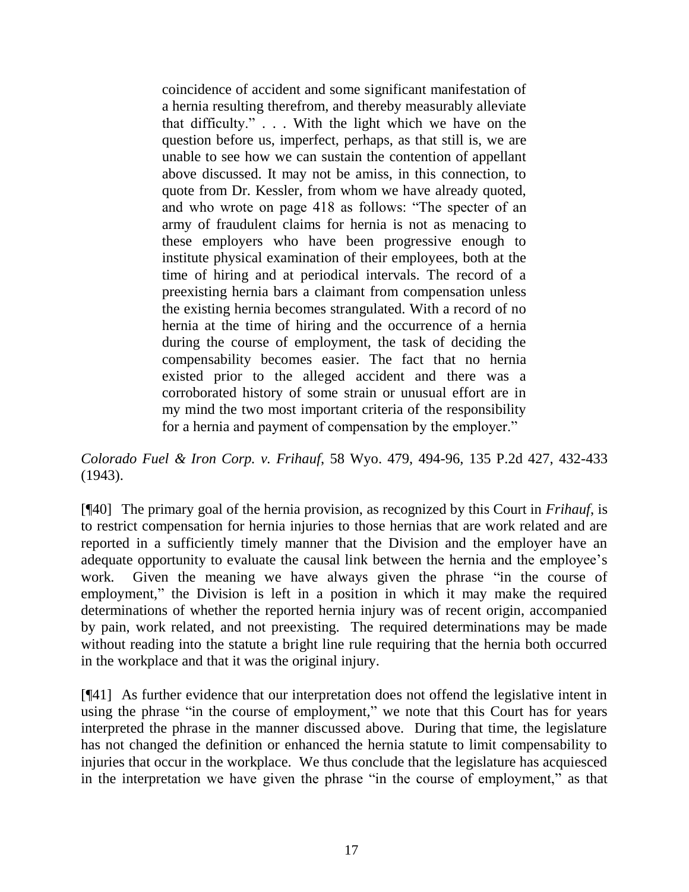> coincidence of accident and some significant manifestation of a hernia resulting therefrom, and thereby measurably alleviate that difficulty." . . . With the light which we have on the question before us, imperfect, perhaps, as that still is, we are unable to see how we can sustain the contention of appellant above discussed. It may not be amiss, in this connection, to quote from Dr. Kessler, from whom we have already quoted, and who wrote on page 418 as follows: "The specter of an army of fraudulent claims for hernia is not as menacing to these employers who have been progressive enough to institute physical examination of their employees, both at the time of hiring and at periodical intervals. The record of a preexisting hernia bars a claimant from compensation unless the existing hernia becomes strangulated. With a record of no hernia at the time of hiring and the occurrence of a hernia during the course of employment, the task of deciding the compensability becomes easier. The fact that no hernia existed prior to the alleged accident and there was a corroborated history of some strain or unusual effort are in my mind the two most important criteria of the responsibility for a hernia and payment of compensation by the employer."

*Colorado Fuel & Iron Corp. v. Frihauf*, 58 Wyo. 479, 494-96, 135 P.2d 427, 432-433 (1943).

[¶40] The primary goal of the hernia provision, as recognized by this Court in *Frihauf*, is to restrict compensation for hernia injuries to those hernias that are work related and are reported in a sufficiently timely manner that the Division and the employer have an adequate opportunity to evaluate the causal link between the hernia and the employee's work. Given the meaning we have always given the phrase "in the course of employment," the Division is left in a position in which it may make the required determinations of whether the reported hernia injury was of recent origin, accompanied by pain, work related, and not preexisting. The required determinations may be made without reading into the statute a bright line rule requiring that the hernia both occurred in the workplace and that it was the original injury.

[¶41] As further evidence that our interpretation does not offend the legislative intent in using the phrase "in the course of employment," we note that this Court has for years interpreted the phrase in the manner discussed above. During that time, the legislature has not changed the definition or enhanced the hernia statute to limit compensability to injuries that occur in the workplace. We thus conclude that the legislature has acquiesced in the interpretation we have given the phrase "in the course of employment," as that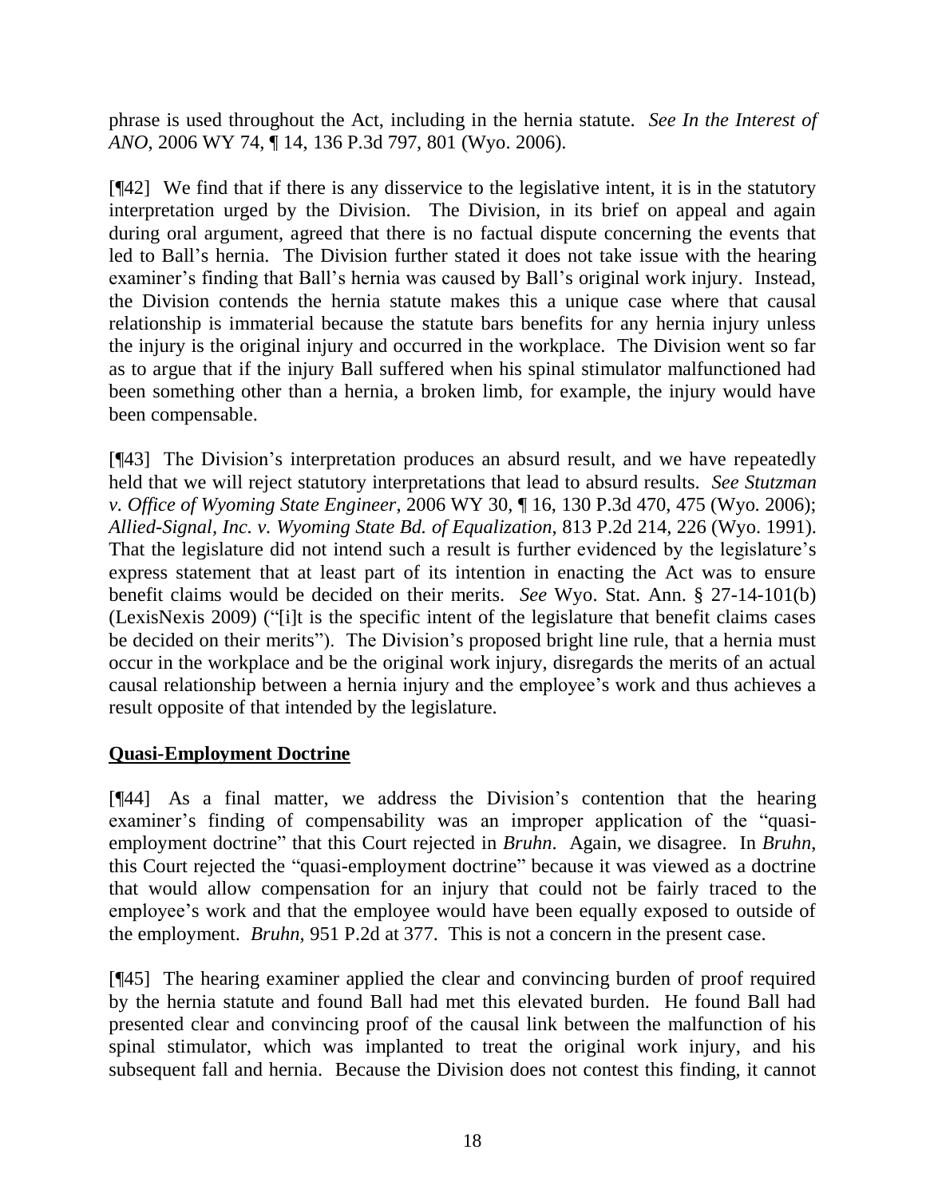phrase is used throughout the Act, including in the hernia statute. *See In the Interest of ANO*, 2006 WY 74, ¶ 14, 136 P.3d 797, 801 (Wyo. 2006).

[¶42] We find that if there is any disservice to the legislative intent, it is in the statutory interpretation urged by the Division. The Division, in its brief on appeal and again during oral argument, agreed that there is no factual dispute concerning the events that led to Ball's hernia. The Division further stated it does not take issue with the hearing examiner's finding that Ball's hernia was caused by Ball's original work injury. Instead, the Division contends the hernia statute makes this a unique case where that causal relationship is immaterial because the statute bars benefits for any hernia injury unless the injury is the original injury and occurred in the workplace. The Division went so far as to argue that if the injury Ball suffered when his spinal stimulator malfunctioned had been something other than a hernia, a broken limb, for example, the injury would have been compensable.

[¶43] The Division's interpretation produces an absurd result, and we have repeatedly held that we will reject statutory interpretations that lead to absurd results. *See Stutzman v. Office of Wyoming State Engineer*, 2006 WY 30, ¶ 16, 130 P.3d 470, 475 (Wyo. 2006); *Allied-Signal, Inc. v. Wyoming State Bd. of Equalization*, 813 P.2d 214, 226 (Wyo. 1991). That the legislature did not intend such a result is further evidenced by the legislature's express statement that at least part of its intention in enacting the Act was to ensure benefit claims would be decided on their merits. *See* Wyo. Stat. Ann. § 27-14-101(b) (LexisNexis 2009) ("[i]t is the specific intent of the legislature that benefit claims cases be decided on their merits"). The Division's proposed bright line rule, that a hernia must occur in the workplace and be the original work injury, disregards the merits of an actual causal relationship between a hernia injury and the employee's work and thus achieves a result opposite of that intended by the legislature.

**Quasi-Employment Doctrine**

[¶44] As a final matter, we address the Division's contention that the hearing examiner's finding of compensability was an improper application of the "quasi-employment doctrine" that this Court rejected in *Bruhn*. Again, we disagree. In *Bruhn*, this Court rejected the "quasi-employment doctrine" because it was viewed as a doctrine that would allow compensation for an injury that could not be fairly traced to the employee's work and that the employee would have been equally exposed to outside of the employment. *Bruhn*, 951 P.2d at 377. This is not a concern in the present case.

[¶45] The hearing examiner applied the clear and convincing burden of proof required by the hernia statute and found Ball had met this elevated burden. He found Ball had presented clear and convincing proof of the causal link between the malfunction of his spinal stimulator, which was implanted to treat the original work injury, and his subsequent fall and hernia. Because the Division does not contest this finding, it cannot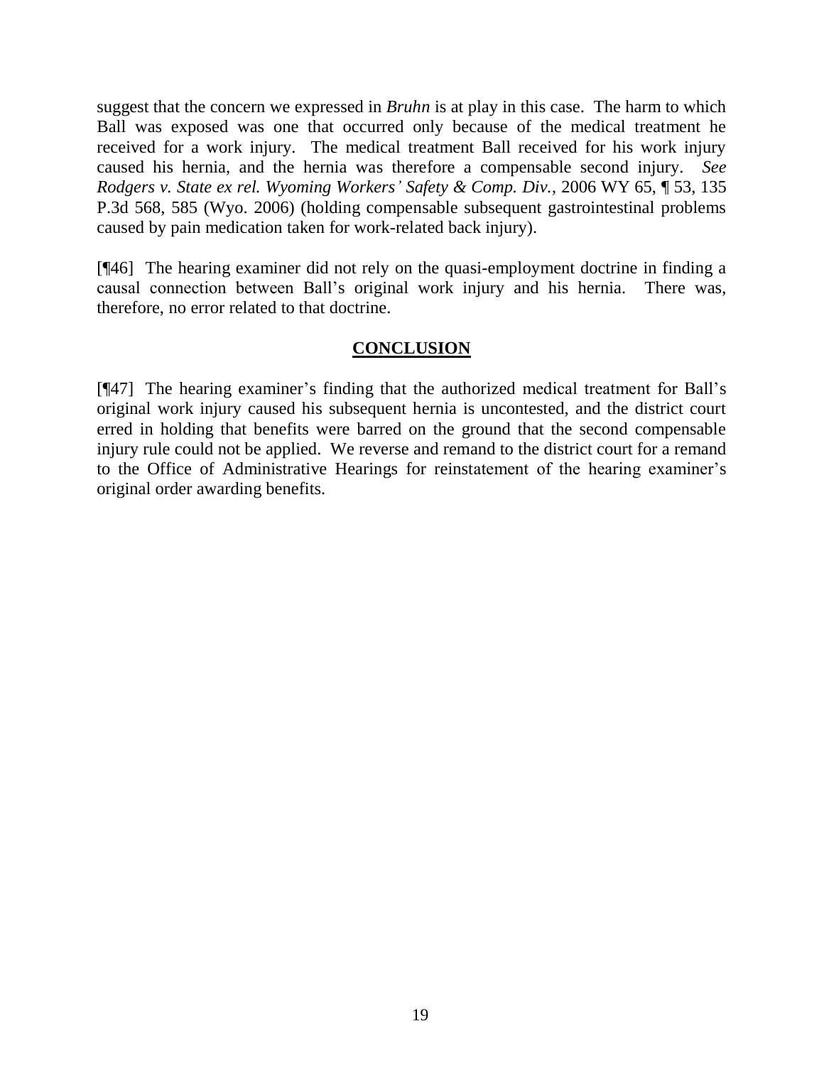suggest that the concern we expressed in *Bruhn* is at play in this case. The harm to which Ball was exposed was one that occurred only because of the medical treatment he received for a work injury. The medical treatment Ball received for his work injury caused his hernia, and the hernia was therefore a compensable second injury. *See Rodgers v. State ex rel. Wyoming Workers' Safety & Comp. Div.*, 2006 WY 65, ¶ 53, 135 P.3d 568, 585 (Wyo. 2006) (holding compensable subsequent gastrointestinal problems caused by pain medication taken for work-related back injury).

[¶46] The hearing examiner did not rely on the quasi-employment doctrine in finding a causal connection between Ball's original work injury and his hernia. There was, therefore, no error related to that doctrine.

## CONCLUSION

[¶47] The hearing examiner's finding that the authorized medical treatment for Ball's original work injury caused his subsequent hernia is uncontested, and the district court erred in holding that benefits were barred on the ground that the second compensable injury rule could not be applied. We reverse and remand to the district court for a remand to the Office of Administrative Hearings for reinstatement of the hearing examiner's original order awarding benefits.